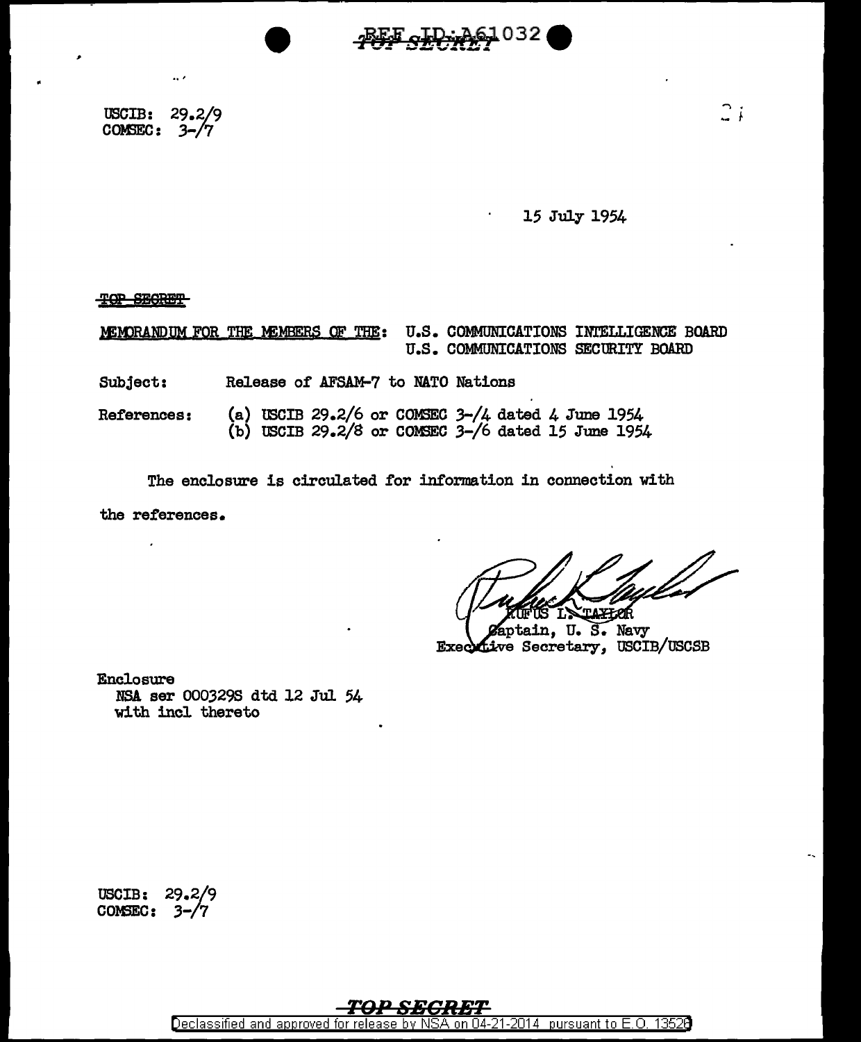USCIB: 29.2/9
COMSEC: 3-/7

15 July 1954

~~TOP SECRET~~

MEMORANDUM FOR THE MEMBERS OF THE: U.S. COMMUNICATIONS INTELLIGENCE BOARD
U.S. COMMUNICATIONS SECURITY BOARD

Subject: Release of AFSAM-7 to NATO Nations

References: (a) USCIB 29.2/6 or COMSEC 3-/4 dated 4 June 1954
(b) USCIB 29.2/8 or COMSEC 3-/6 dated 15 June 1954

The enclosure is circulated for information in connection with the references.

RUFUS L. TAYLOR
Captain, U. S. Navy
Executive Secretary, USCIB/USCSB

Enclosure
NSA ser 000329S dtd 12 Jul 54
with incl thereto

USCIB: 29.2/9
COMSEC: 3-/7

TOP SECRET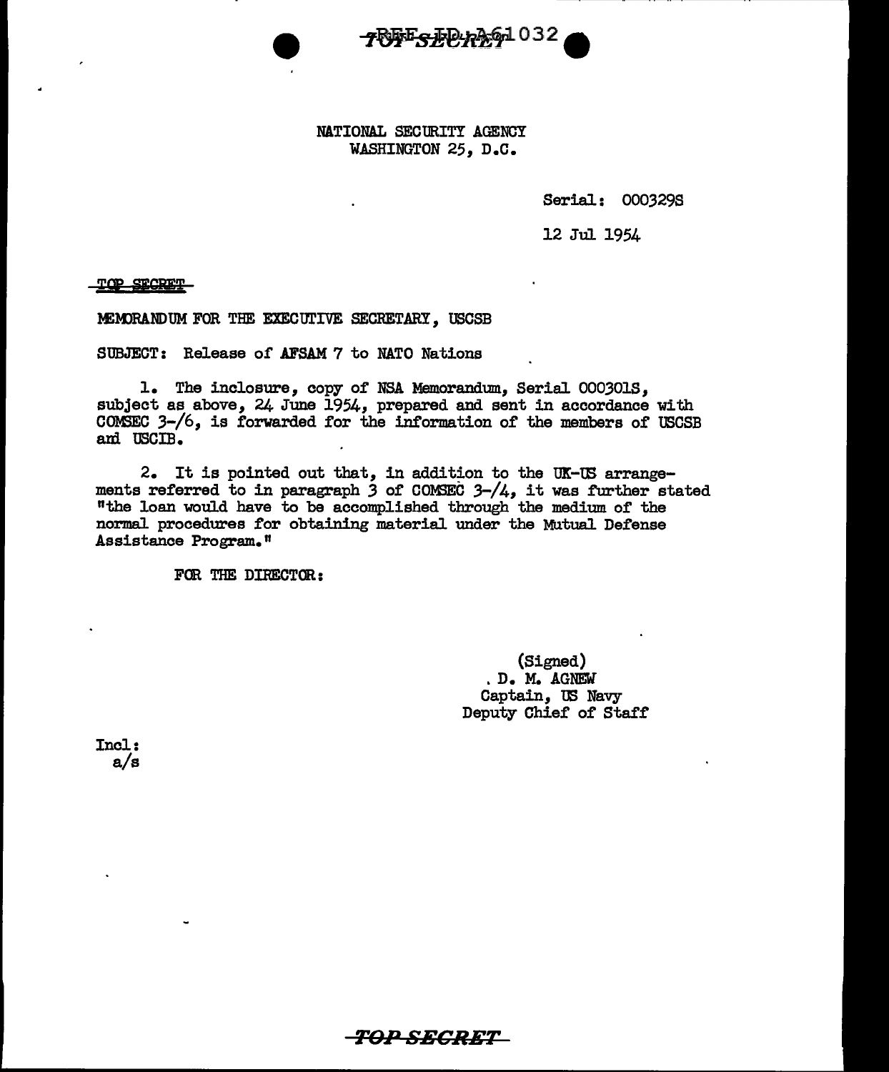TOP SECRET REF ID:A61032

NATIONAL SECURITY AGENCY
WASHINGTON 25, D.C.

Serial: 000329S

12 Jul 1954

TOP SECRET

MEMORANDUM FOR THE EXECUTIVE SECRETARY, USCSB

SUBJECT: Release of AFSAM 7 to NATO Nations

1. The inclosure, copy of NSA Memorandum, Serial 000301S, subject as above, 24 June 1954, prepared and sent in accordance with COMSEC 3-/6, is forwarded for the information of the members of USCSB and USCIB.

2. It is pointed out that, in addition to the UK-US arrangements referred to in paragraph 3 of COMSEC 3-/4, it was further stated "the loan would have to be accomplished through the medium of the normal procedures for obtaining material under the Mutual Defense Assistance Program."

FOR THE DIRECTOR:

(Signed)
D. M. AGNEW
Captain, US Navy
Deputy Chief of Staff

Incl:
a/s

TOP SECRET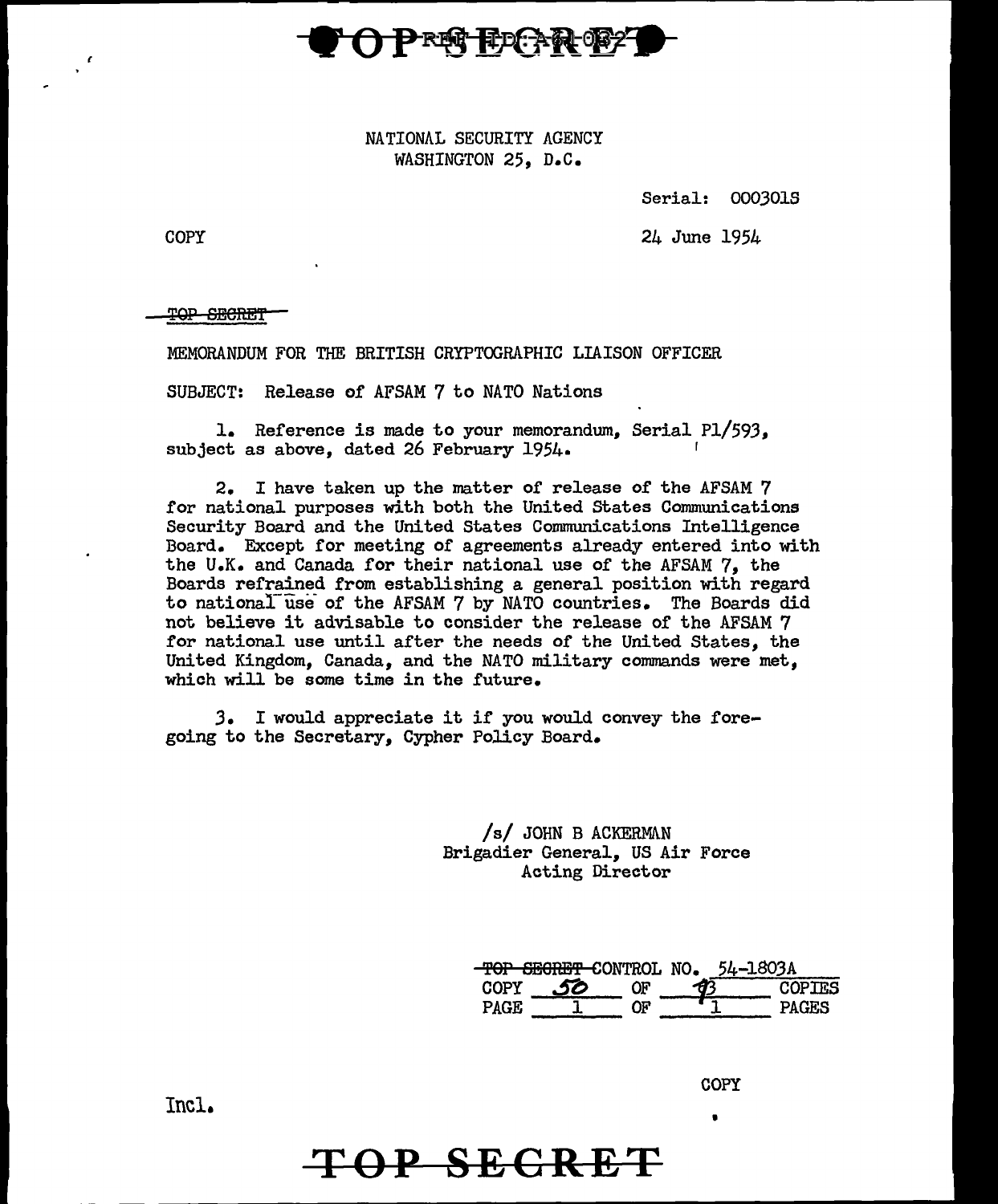**TOP SECRET**

NATIONAL SECURITY AGENCY
WASHINGTON 25, D.C.

Serial: 000301S

COPY

24 June 1954

~~TOP SECRET~~

MEMORANDUM FOR THE BRITISH CRYPTOGRAPHIC LIAISON OFFICER

SUBJECT: Release of AFSAM 7 to NATO Nations

1. Reference is made to your memorandum, Serial P1/593, subject as above, dated 26 February 1954.

2. I have taken up the matter of release of the AFSAM 7 for national purposes with both the United States Communications Security Board and the United States Communications Intelligence Board. Except for meeting of agreements already entered into with the U.K. and Canada for their national use of the AFSAM 7, the Boards refrained from establishing a general position with regard to national use of the AFSAM 7 by NATO countries. The Boards did not believe it advisable to consider the release of the AFSAM 7 for national use until after the needs of the United States, the United Kingdom, Canada, and the NATO military commands were met, which will be some time in the future.

3. I would appreciate it if you would convey the foregoing to the Secretary, Cypher Policy Board.

/s/ JOHN B ACKERMAN
Brigadier General, US Air Force
Acting Director

~~TOP SECRET~~ CONTROL NO. 54-1803A
COPY 50 OF 93 COPIES
PAGE 1 OF 1 PAGES

Incl.

COPY

**TOP SECRET**